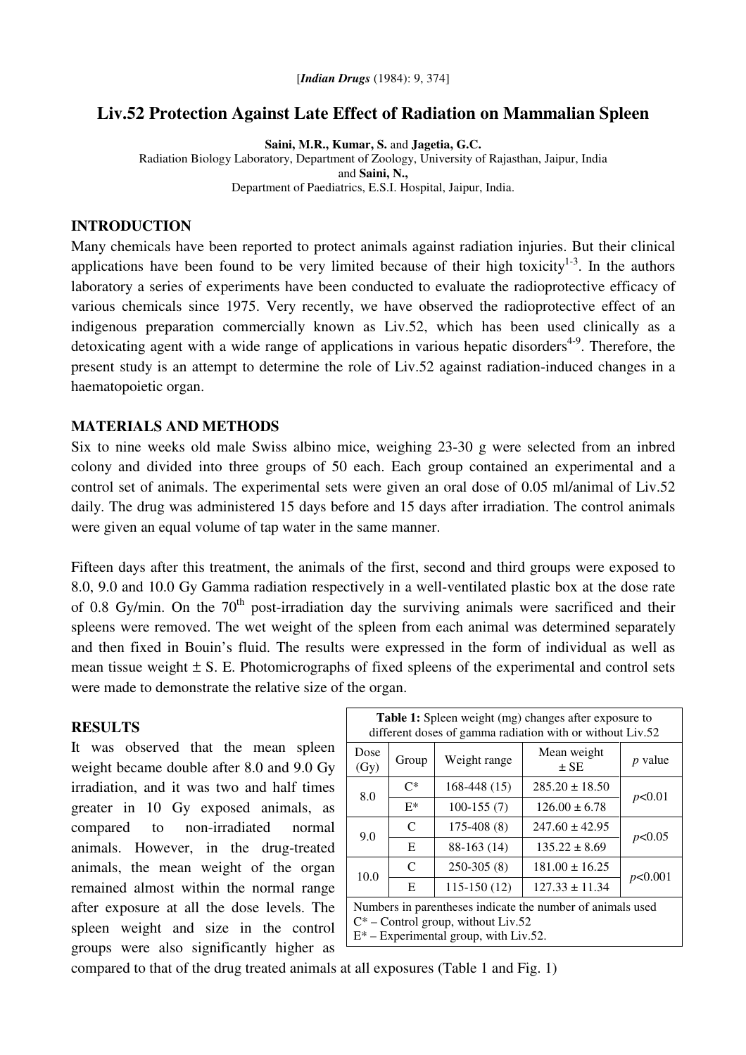[*Indian Drugs* (1984): 9, 374]

# Liv.52 Protection Against Late Effect of Radiation on Mammalian Spleen

**Saini, M.R., Kumar, S.** and **Jagetia, G.C.**
Radiation Biology Laboratory, Department of Zoology, University of Rajasthan, Jaipur, India
and **Saini, N.,**
Department of Paediatrics, E.S.I. Hospital, Jaipur, India.

## INTRODUCTION

Many chemicals have been reported to protect animals against radiation injuries. But their clinical applications have been found to be very limited because of their high toxicity[1-3]. In the authors laboratory a series of experiments have been conducted to evaluate the radioprotective efficacy of various chemicals since 1975. Very recently, we have observed the radioprotective effect of an indigenous preparation commercially known as Liv.52, which has been used clinically as a detoxicating agent with a wide range of applications in various hepatic disorders[4-9]. Therefore, the present study is an attempt to determine the role of Liv.52 against radiation-induced changes in a haematopoietic organ.

## MATERIALS AND METHODS

Six to nine weeks old male Swiss albino mice, weighing 23-30 g were selected from an inbred colony and divided into three groups of 50 each. Each group contained an experimental and a control set of animals. The experimental sets were given an oral dose of 0.05 ml/animal of Liv.52 daily. The drug was administered 15 days before and 15 days after irradiation. The control animals were given an equal volume of tap water in the same manner.

Fifteen days after this treatment, the animals of the first, second and third groups were exposed to 8.0, 9.0 and 10.0 Gy Gamma radiation respectively in a well-ventilated plastic box at the dose rate of 0.8 Gy/min. On the 70th post-irradiation day the surviving animals were sacrificed and their spleens were removed. The wet weight of the spleen from each animal was determined separately and then fixed in Bouin's fluid. The results were expressed in the form of individual as well as mean tissue weight ± S. E. Photomicrographs of fixed spleens of the experimental and control sets were made to demonstrate the relative size of the organ.

## RESULTS

It was observed that the mean spleen weight became double after 8.0 and 9.0 Gy irradiation, and it was two and half times greater in 10 Gy exposed animals, as compared to non-irradiated normal animals. However, in the drug-treated animals, the mean weight of the organ remained almost within the normal range after exposure at all the dose levels. The spleen weight and size in the control groups were also significantly higher as compared to that of the drug treated animals at all exposures (Table 1 and Fig. 1)

**Table 1:** Spleen weight (mg) changes after exposure to different doses of gamma radiation with or without Liv.52

| Dose (Gy) | Group | Weight range | Mean weight ± SE | *p* value |
|---|---|---|---|---|
| 8.0 | C* | 168-448 (15) | 285.20 ± 18.50 | $p<0.01$ |
| | E* | 100-155 (7) | 126.00 ± 6.78 | |
| 9.0 | C | 175-408 (8) | 247.60 ± 42.95 | $p<0.05$ |
| | E | 88-163 (14) | 135.22 ± 8.69 | |
| 10.0 | C | 250-305 (8) | 181.00 ± 16.25 | $p<0.001$ |
| | E | 115-150 (12) | 127.33 ± 11.34 | |

Numbers in parentheses indicate the number of animals used
C* – Control group, without Liv.52
E* – Experimental group, with Liv.52.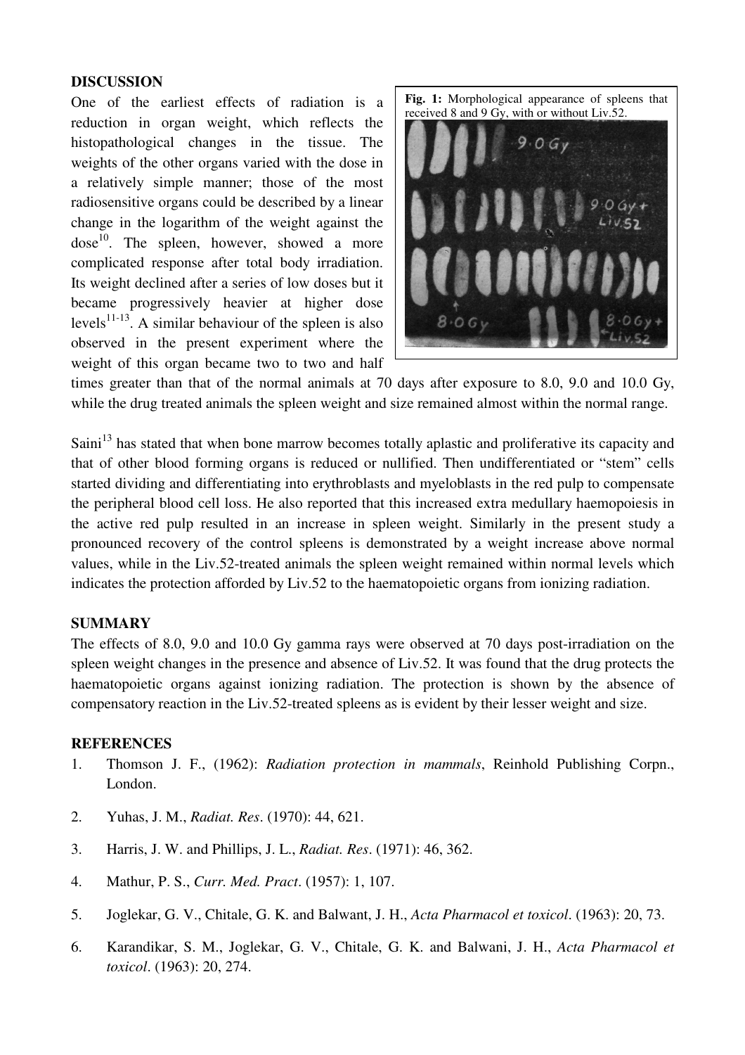## DISCUSSION

One of the earliest effects of radiation is a reduction in organ weight, which reflects the histopathological changes in the tissue. The weights of the other organs varied with the dose in a relatively simple manner; those of the most radiosensitive organs could be described by a linear change in the logarithm of the weight against the dose[10]. The spleen, however, showed a more complicated response after total body irradiation. Its weight declined after a series of low doses but it became progressively heavier at higher dose levels[11-13]. A similar behaviour of the spleen is also observed in the present experiment where the weight of this organ became two to two and half times greater than that of the normal animals at 70 days after exposure to 8.0, 9.0 and 10.0 Gy, while the drug treated animals the spleen weight and size remained almost within the normal range.

**Fig. 1:** Morphological appearance of spleens that received 8 and 9 Gy, with or without Liv.52.

Saini[13] has stated that when bone marrow becomes totally aplastic and proliferative its capacity and that of other blood forming organs is reduced or nullified. Then undifferentiated or "stem" cells started dividing and differentiating into erythroblasts and myeloblasts in the red pulp to compensate the peripheral blood cell loss. He also reported that this increased extra medullary haemopoiesis in the active red pulp resulted in an increase in spleen weight. Similarly in the present study a pronounced recovery of the control spleens is demonstrated by a weight increase above normal values, while in the Liv.52-treated animals the spleen weight remained within normal levels which indicates the protection afforded by Liv.52 to the haematopoietic organs from ionizing radiation.

## SUMMARY

The effects of 8.0, 9.0 and 10.0 Gy gamma rays were observed at 70 days post-irradiation on the spleen weight changes in the presence and absence of Liv.52. It was found that the drug protects the haematopoietic organs against ionizing radiation. The protection is shown by the absence of compensatory reaction in the Liv.52-treated spleens as is evident by their lesser weight and size.

## REFERENCES

1. Thomson J. F., (1962): *Radiation protection in mammals*, Reinhold Publishing Corpn., London.
2. Yuhas, J. M., *Radiat. Res*. (1970): 44, 621.
3. Harris, J. W. and Phillips, J. L., *Radiat. Res*. (1971): 46, 362.
4. Mathur, P. S., *Curr. Med. Pract*. (1957): 1, 107.
5. Joglekar, G. V., Chitale, G. K. and Balwant, J. H., *Acta Pharmacol et toxicol*. (1963): 20, 73.
6. Karandikar, S. M., Joglekar, G. V., Chitale, G. K. and Balwani, J. H., *Acta Pharmacol et toxicol*. (1963): 20, 274.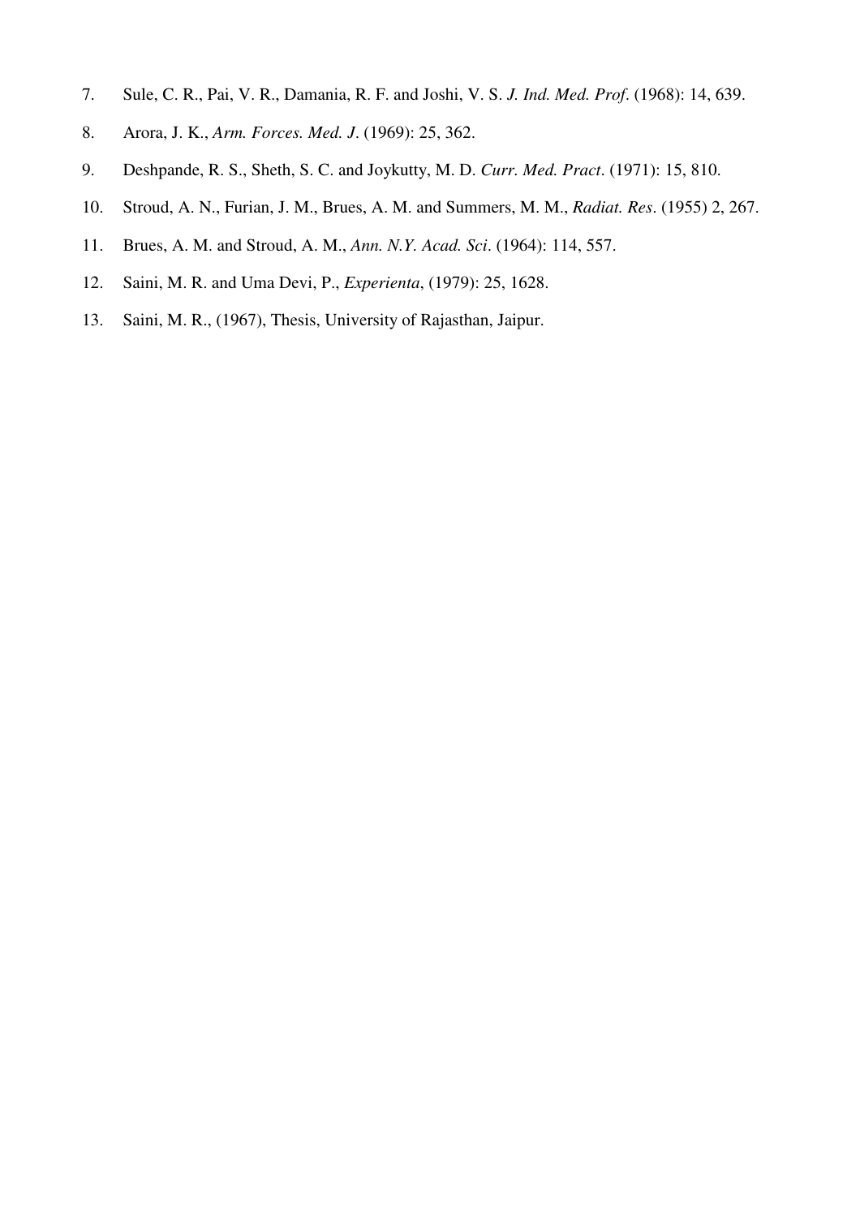7. Sule, C. R., Pai, V. R., Damania, R. F. and Joshi, V. S. *J. Ind. Med. Prof*. (1968): 14, 639.
8. Arora, J. K., *Arm. Forces. Med. J*. (1969): 25, 362.
9. Deshpande, R. S., Sheth, S. C. and Joykutty, M. D. *Curr. Med. Pract*. (1971): 15, 810.
10. Stroud, A. N., Furian, J. M., Brues, A. M. and Summers, M. M., *Radiat. Res*. (1955) 2, 267.
11. Brues, A. M. and Stroud, A. M., *Ann. N.Y. Acad. Sci*. (1964): 114, 557.
12. Saini, M. R. and Uma Devi, P., *Experienta*, (1979): 25, 1628.
13. Saini, M. R., (1967), Thesis, University of Rajasthan, Jaipur.